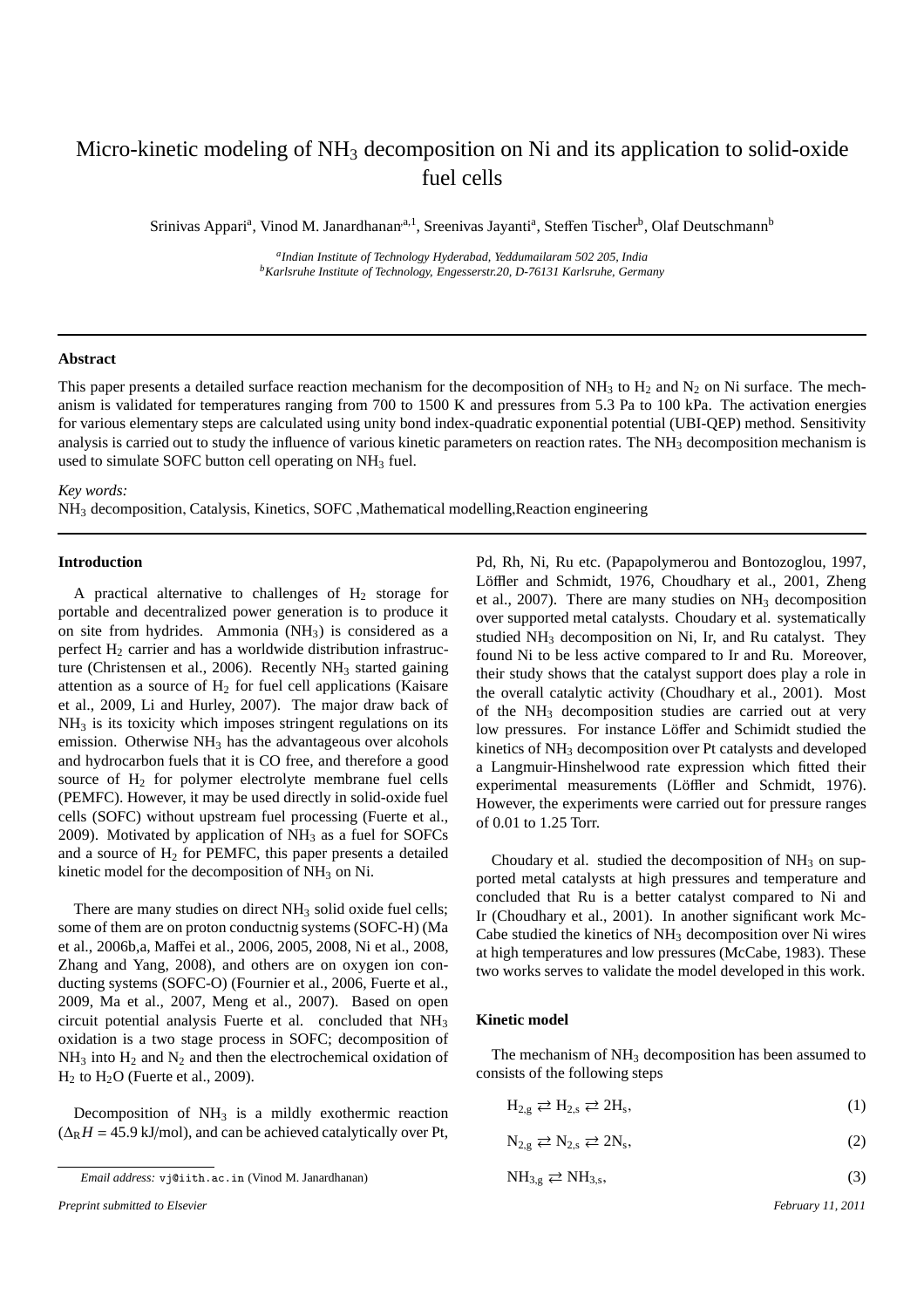# Micro-kinetic modeling of $NH_3$ decomposition on Ni and its application to solid-oxide fuel cells

Srinivas Appari[a], Vinod M. Janardhanan[a,1], Sreenivas Jayanti[a], Steffen Tischer[b], Olaf Deutschmann[b]

[a] *Indian Institute of Technology Hyderabad, Yeddumailaram 502 205, India*
[b] *Karlsruhe Institute of Technology, Engesserstr.20, D-76131 Karlsruhe, Germany*

---

### Abstract

This paper presents a detailed surface reaction mechanism for the decomposition of $NH_3$ to $H_2$ and $N_2$ on Ni surface. The mechanism is validated for temperatures ranging from 700 to 1500 K and pressures from 5.3 Pa to 100 kPa. The activation energies for various elementary steps are calculated using unity bond index-quadratic exponential potential (UBI-QEP) method. Sensitivity analysis is carried out to study the influence of various kinetic parameters on reaction rates. The $NH_3$ decomposition mechanism is used to simulate SOFC button cell operating on $NH_3$ fuel.

*Key words:*
$NH_3$ decomposition, Catalysis, Kinetics, SOFC ,Mathematical modelling,Reaction engineering

---

### Introduction

A practical alternative to challenges of $H_2$ storage for portable and decentralized power generation is to produce it on site from hydrides. Ammonia ($NH_3$) is considered as a perfect $H_2$ carrier and has a worldwide distribution infrastructure (Christensen et al., 2006). Recently $NH_3$ started gaining attention as a source of $H_2$ for fuel cell applications (Kaisare et al., 2009, Li and Hurley, 2007). The major draw back of $NH_3$ is its toxicity which imposes stringent regulations on its emission. Otherwise $NH_3$ has the advantageous over alcohols and hydrocarbon fuels that it is CO free, and therefore a good source of $H_2$ for polymer electrolyte membrane fuel cells (PEMFC). However, it may be used directly in solid-oxide fuel cells (SOFC) without upstream fuel processing (Fuerte et al., 2009). Motivated by application of $NH_3$ as a fuel for SOFCs and a source of $H_2$ for PEMFC, this paper presents a detailed kinetic model for the decomposition of $NH_3$ on Ni.

There are many studies on direct $NH_3$ solid oxide fuel cells; some of them are on proton conductnig systems (SOFC-H) (Ma et al., 2006b,a, Maffei et al., 2006, 2005, 2008, Ni et al., 2008, Zhang and Yang, 2008), and others are on oxygen ion conducting systems (SOFC-O) (Fournier et al., 2006, Fuerte et al., 2009, Ma et al., 2007, Meng et al., 2007). Based on open circuit potential analysis Fuerte et al. concluded that $NH_3$ oxidation is a two stage process in SOFC; decomposition of $NH_3$ into $H_2$ and $N_2$ and then the electrochemical oxidation of $H_2$ to $H_2O$ (Fuerte et al., 2009).

Decomposition of $NH_3$ is a mildly exothermic reaction ($\Delta_R H = 45.9$ kJ/mol), and can be achieved catalytically over Pt, Pd, Rh, Ni, Ru etc. (Papapolymerou and Bontozoglou, 1997, Löffler and Schmidt, 1976, Choudhary et al., 2001, Zheng et al., 2007). There are many studies on $NH_3$ decomposition over supported metal catalysts. Choudary et al. systematically studied $NH_3$ decomposition on Ni, Ir, and Ru catalyst. They found Ni to be less active compared to Ir and Ru. Moreover, their study shows that the catalyst support does play a role in the overall catalytic activity (Choudhary et al., 2001). Most of the $NH_3$ decomposition studies are carried out at very low pressures. For instance Löffer and Schimidt studied the kinetics of $NH_3$ decomposition over Pt catalysts and developed a Langmuir-Hinshelwood rate expression which fitted their experimental measurements (Löffler and Schmidt, 1976). However, the experiments were carried out for pressure ranges of 0.01 to 1.25 Torr.

Choudary et al. studied the decomposition of $NH_3$ on supported metal catalysts at high pressures and temperature and concluded that Ru is a better catalyst compared to Ni and Ir (Choudhary et al., 2001). In another significant work McCabe studied the kinetics of $NH_3$ decomposition over Ni wires at high temperatures and low pressures (McCabe, 1983). These two works serves to validate the model developed in this work.

### Kinetic model

The mechanism of $NH_3$ decomposition has been assumed to consists of the following steps

$$H_{2,g} \rightleftarrows H_{2,s} \rightleftarrows 2H_s, \tag{1}$$

$$N_{2,g} \rightleftarrows N_{2,s} \rightleftarrows 2N_s, \tag{2}$$

$$NH_{3,g} \rightleftarrows NH_{3,s}, \tag{3}$$

*Email address:* vj@iith.ac.in (Vinod M. Janardhanan)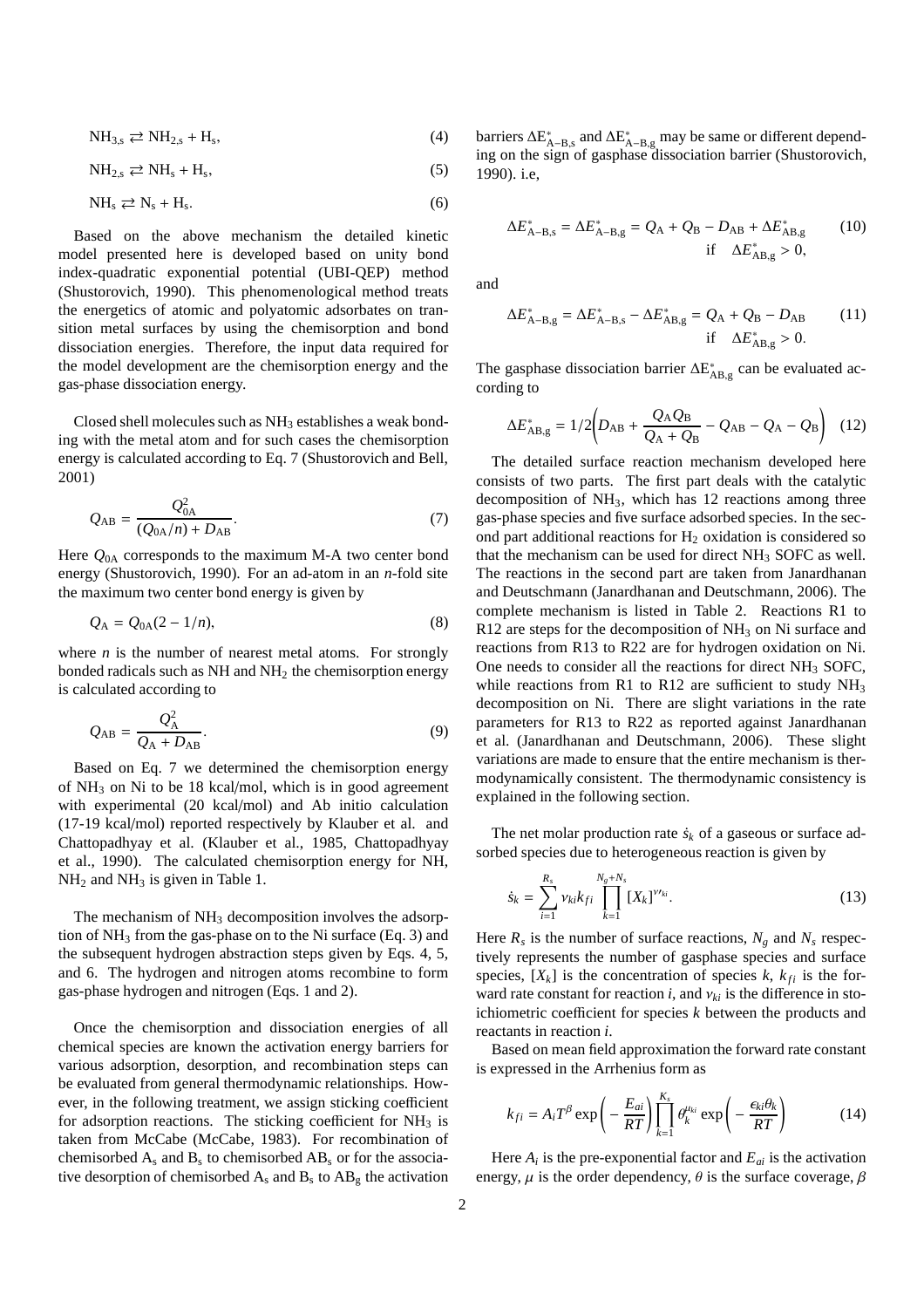$$\mathrm{NH_{3,s} \rightleftarrows NH_{2,s} + H_s}, \tag{4}$$

$$\mathrm{NH_{2,s} \rightleftarrows NH_s + H_s}, \tag{5}$$

$$\mathrm{NH_s \rightleftarrows N_s + H_s}. \tag{6}$$

Based on the above mechanism the detailed kinetic model presented here is developed based on unity bond index-quadratic exponential potential (UBI-QEP) method (Shustorovich, 1990). This phenomenological method treats the energetics of atomic and polyatomic adsorbates on transition metal surfaces by using the chemisorption and bond dissociation energies. Therefore, the input data required for the model development are the chemisorption energy and the gas-phase dissociation energy.

Closed shell molecules such as $NH_3$ establishes a weak bonding with the metal atom and for such cases the chemisorption energy is calculated according to Eq. 7 (Shustorovich and Bell, 2001)

$$Q_{\mathrm{AB}} = \frac{Q_{0\mathrm{A}}^2}{(Q_{0\mathrm{A}}/n) + D_{\mathrm{AB}}}. \tag{7}$$

Here $Q_{0\mathrm{A}}$ corresponds to the maximum M-A two center bond energy (Shustorovich, 1990). For an ad-atom in an $n$-fold site the maximum two center bond energy is given by

$$Q_{\mathrm{A}} = Q_{0\mathrm{A}}(2 - 1/n), \tag{8}$$

where $n$ is the number of nearest metal atoms. For strongly bonded radicals such as NH and $NH_2$ the chemisorption energy is calculated according to

$$Q_{\mathrm{AB}} = \frac{Q_{\mathrm{A}}^2}{Q_{\mathrm{A}} + D_{\mathrm{AB}}}. \tag{9}$$

Based on Eq. 7 we determined the chemisorption energy of $NH_3$ on Ni to be 18 kcal/mol, which is in good agreement with experimental (20 kcal/mol) and Ab initio calculation (17-19 kcal/mol) reported respectively by Klauber et al. and Chattopadhyay et al. (Klauber et al., 1985, Chattopadhyay et al., 1990). The calculated chemisorption energy for NH, $NH_2$ and $NH_3$ is given in Table 1.

The mechanism of $NH_3$ decomposition involves the adsorption of $NH_3$ from the gas-phase on to the Ni surface (Eq. 3) and the subsequent hydrogen abstraction steps given by Eqs. 4, 5, and 6. The hydrogen and nitrogen atoms recombine to form gas-phase hydrogen and nitrogen (Eqs. 1 and 2).

Once the chemisorption and dissociation energies of all chemical species are known the activation energy barriers for various adsorption, desorption, and recombination steps can be evaluated from general thermodynamic relationships. However, in the following treatment, we assign sticking coefficient for adsorption reactions. The sticking coefficient for $NH_3$ is taken from McCabe (McCabe, 1983). For recombination of chemisorbed $A_s$ and $B_s$ to chemisorbed $AB_s$ or for the associative desorption of chemisorbed $A_s$ and $B_s$ to $AB_g$ the activation barriers $\Delta E^*_{\mathrm{A-B,s}}$ and $\Delta E^*_{\mathrm{A-B,g}}$ may be same or different depending on the sign of gasphase dissociation barrier (Shustorovich, 1990). i.e,

$$\Delta E^*_{\mathrm{A-B,s}} = \Delta E^*_{\mathrm{A-B,g}} = Q_{\mathrm{A}} + Q_{\mathrm{B}} - D_{\mathrm{AB}} + \Delta E^*_{\mathrm{AB,g}} \quad \text{if} \quad \Delta E^*_{\mathrm{AB,g}} > 0, \tag{10}$$

and

$$\Delta E^*_{\mathrm{A-B,g}} = \Delta E^*_{\mathrm{A-B,s}} - \Delta E^*_{\mathrm{AB,g}} = Q_{\mathrm{A}} + Q_{\mathrm{B}} - D_{\mathrm{AB}} \quad \text{if} \quad \Delta E^*_{\mathrm{AB,g}} > 0. \tag{11}$$

The gasphase dissociation barrier $\Delta E^*_{\mathrm{AB,g}}$ can be evaluated according to

$$\Delta E^*_{\mathrm{AB,g}} = 1/2\left(D_{\mathrm{AB}} + \frac{Q_{\mathrm{A}}Q_{\mathrm{B}}}{Q_{\mathrm{A}} + Q_{\mathrm{B}}} - Q_{\mathrm{AB}} - Q_{\mathrm{A}} - Q_{\mathrm{B}}\right) \tag{12}$$

The detailed surface reaction mechanism developed here consists of two parts. The first part deals with the catalytic decomposition of $NH_3$, which has 12 reactions among three gas-phase species and five surface adsorbed species. In the second part additional reactions for $H_2$ oxidation is considered so that the mechanism can be used for direct $NH_3$ SOFC as well. The reactions in the second part are taken from Janardhanan and Deutschmann (Janardhanan and Deutschmann, 2006). The complete mechanism is listed in Table 2. Reactions R1 to R12 are steps for the decomposition of $NH_3$ on Ni surface and reactions from R13 to R22 are for hydrogen oxidation on Ni. One needs to consider all the reactions for direct $NH_3$ SOFC, while reactions from R1 to R12 are sufficient to study $NH_3$ decomposition on Ni. There are slight variations in the rate parameters for R13 to R22 as reported against Janardhanan et al. (Janardhanan and Deutschmann, 2006). These slight variations are made to ensure that the entire mechanism is thermodynamically consistent. The thermodynamic consistency is explained in the following section.

The net molar production rate $\dot{s}_k$ of a gaseous or surface adsorbed species due to heterogeneous reaction is given by

$$\dot{s}_k = \sum_{i=1}^{R_s} \nu_{ki} k_{fi} \prod_{k=1}^{N_g+N_s} [X_k]^{\nu\prime_{ki}}. \tag{13}$$

Here $R_s$ is the number of surface reactions, $N_g$ and $N_s$ respectively represents the number of gasphase species and surface species, $[X_k]$ is the concentration of species $k$, $k_{fi}$ is the forward rate constant for reaction $i$, and $\nu_{ki}$ is the difference in stoichiometric coefficient for species $k$ between the products and reactants in reaction $i$.

Based on mean field approximation the forward rate constant is expressed in the Arrhenius form as

$$k_{fi} = A_i T^{\beta} \exp\left(-\frac{E_{ai}}{RT}\right) \prod_{k=1}^{K_s} \theta_k^{\mu_{ki}} \exp\left(-\frac{\epsilon_{ki}\theta_k}{RT}\right) \tag{14}$$

Here $A_i$ is the pre-exponential factor and $E_{ai}$ is the activation energy, $\mu$ is the order dependency, $\theta$ is the surface coverage, $\beta$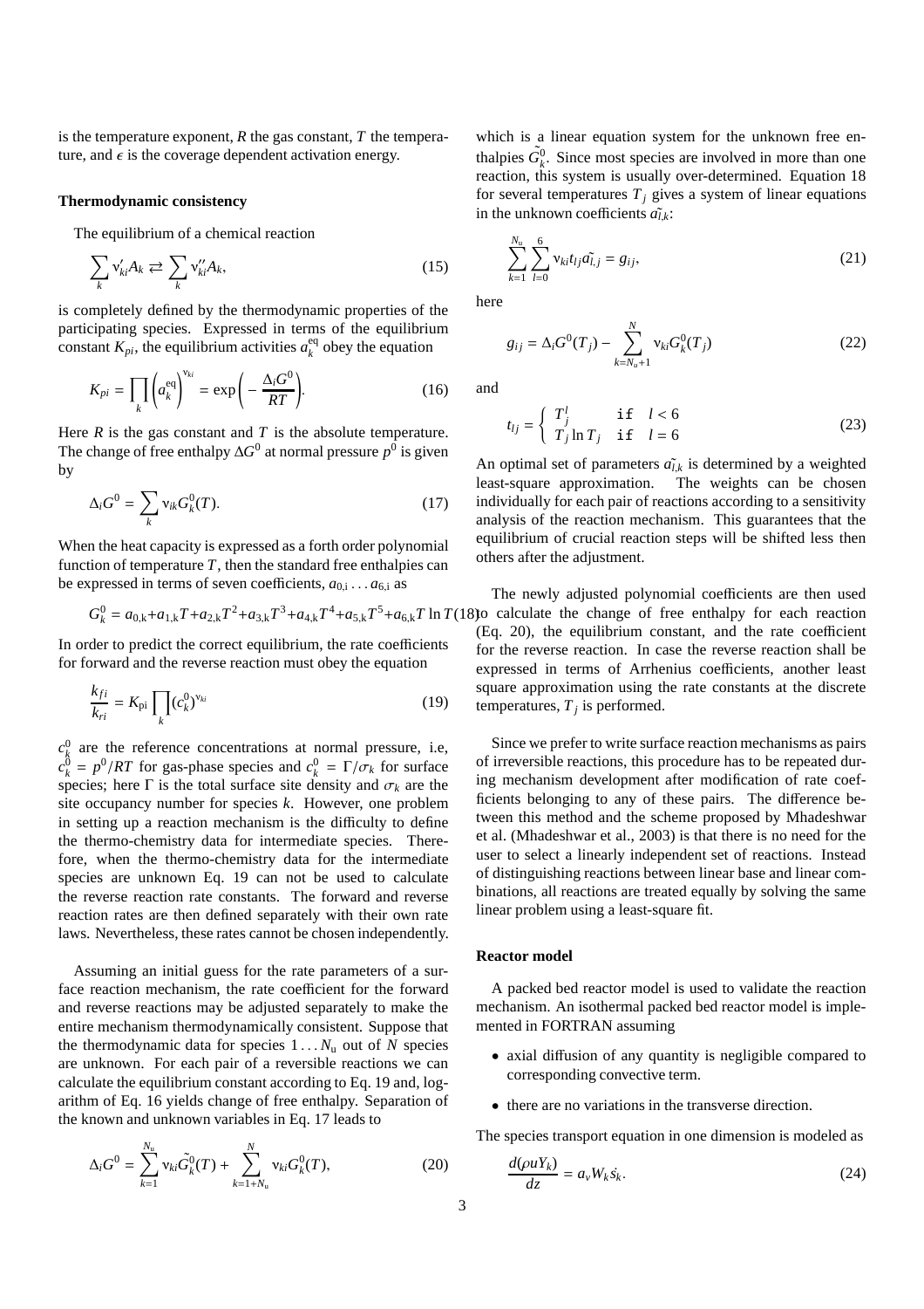is the temperature exponent, $R$ the gas constant, $T$ the temperature, and $\epsilon$ is the coverage dependent activation energy.

**Thermodynamic consistency**

The equilibrium of a chemical reaction

$$\sum_k \nu'_{ki} A_k \rightleftarrows \sum_k \nu''_{ki} A_k, \tag{15}$$

is completely defined by the thermodynamic properties of the participating species. Expressed in terms of the equilibrium constant $K_{pi}$, the equilibrium activities $a_k^{\mathrm{eq}}$ obey the equation

$$K_{pi} = \prod_k \left(a_k^{\mathrm{eq}}\right)^{\nu_{ki}} = \exp\left(-\frac{\Delta_i G^0}{RT}\right). \tag{16}$$

Here $R$ is the gas constant and $T$ is the absolute temperature. The change of free enthalpy $\Delta G^0$ at normal pressure $p^0$ is given by

$$\Delta_i G^0 = \sum_k \nu_{ik} G_k^0(T). \tag{17}$$

When the heat capacity is expressed as a forth order polynomial function of temperature $T$, then the standard free enthalpies can be expressed in terms of seven coefficients, $a_{0,\mathrm{i}} \dots a_{6,\mathrm{i}}$ as

$$G_k^0 = a_{0,\mathrm{k}} + a_{1,\mathrm{k}} T + a_{2,\mathrm{k}} T^2 + a_{3,\mathrm{k}} T^3 + a_{4,\mathrm{k}} T^4 + a_{5,\mathrm{k}} T^5 + a_{6,\mathrm{k}} T \ln T \tag{18}$$

In order to predict the correct equilibrium, the rate coefficients for forward and the reverse reaction must obey the equation

$$\frac{k_{fi}}{k_{ri}} = K_{\mathrm{p}i} \prod_k (c_k^0)^{\nu_{ki}} \tag{19}$$

$c_k^0$ are the reference concentrations at normal pressure, i.e, $c_k^0 = p^0/RT$ for gas-phase species and $c_k^0 = \Gamma/\sigma_k$ for surface species; here $\Gamma$ is the total surface site density and $\sigma_k$ are the site occupancy number for species $k$. However, one problem in setting up a reaction mechanism is the difficulty to define the thermo-chemistry data for intermediate species. Therefore, when the thermo-chemistry data for the intermediate species are unknown Eq. 19 can not be used to calculate the reverse reaction rate constants. The forward and reverse reaction rates are then defined separately with their own rate laws. Nevertheless, these rates cannot be chosen independently.

Assuming an initial guess for the rate parameters of a surface reaction mechanism, the rate coefficient for the forward and reverse reactions may be adjusted separately to make the entire mechanism thermodynamically consistent. Suppose that the thermodynamic data for species $1 \dots N_{\mathrm{u}}$ out of $N$ species are unknown. For each pair of a reversible reactions we can calculate the equilibrium constant according to Eq. 19 and, logarithm of Eq. 16 yields change of free enthalpy. Separation of the known and unknown variables in Eq. 17 leads to

$$\Delta_i G^0 = \sum_{k=1}^{N_{\mathrm{u}}} \nu_{ki} \tilde{G_k^0}(T) + \sum_{k=1+N_{\mathrm{u}}}^{N} \nu_{ki} G_k^0(T), \tag{20}$$

which is a linear equation system for the unknown free enthalpies $\tilde{G_k^0}$. Since most species are involved in more than one reaction, this system is usually over-determined. Equation 18 for several temperatures $T_j$ gives a system of linear equations in the unknown coefficients $\tilde{a_{l,k}}$:

$$\sum_{k=1}^{N_{\mathrm{u}}} \sum_{l=0}^{6} \nu_{ki} t_{lj} \tilde{a_{l,j}} = g_{ij}, \tag{21}$$

here

$$g_{ij} = \Delta_i G^0(T_j) - \sum_{k=N_u+1}^{N} \nu_{ki} G_k^0(T_j) \tag{22}$$

and

$$t_{lj} = \begin{cases} T_j^l & \texttt{if} \quad l < 6 \\ T_j \ln T_j & \texttt{if} \quad l = 6 \end{cases} \tag{23}$$

An optimal set of parameters $\tilde{a_{l,k}}$ is determined by a weighted least-square approximation. The weights can be chosen individually for each pair of reactions according to a sensitivity analysis of the reaction mechanism. This guarantees that the equilibrium of crucial reaction steps will be shifted less then others after the adjustment.

The newly adjusted polynomial coefficients are then used to calculate the change of free enthalpy for each reaction (Eq. 20), the equilibrium constant, and the rate coefficient for the reverse reaction. In case the reverse reaction shall be expressed in terms of Arrhenius coefficients, another least square approximation using the rate constants at the discrete temperatures, $T_j$ is performed.

Since we prefer to write surface reaction mechanisms as pairs of irreversible reactions, this procedure has to be repeated during mechanism development after modification of rate coefficients belonging to any of these pairs. The difference between this method and the scheme proposed by Mhadeshwar et al. (Mhadeshwar et al., 2003) is that there is no need for the user to select a linearly independent set of reactions. Instead of distinguishing reactions between linear base and linear combinations, all reactions are treated equally by solving the same linear problem using a least-square fit.

**Reactor model**

A packed bed reactor model is used to validate the reaction mechanism. An isothermal packed bed reactor model is implemented in FORTRAN assuming

- axial diffusion of any quantity is negligible compared to corresponding convective term.
- there are no variations in the transverse direction.

The species transport equation in one dimension is modeled as

$$\frac{d(\rho u Y_k)}{dz} = a_v W_k \dot{s_k}. \tag{24}$$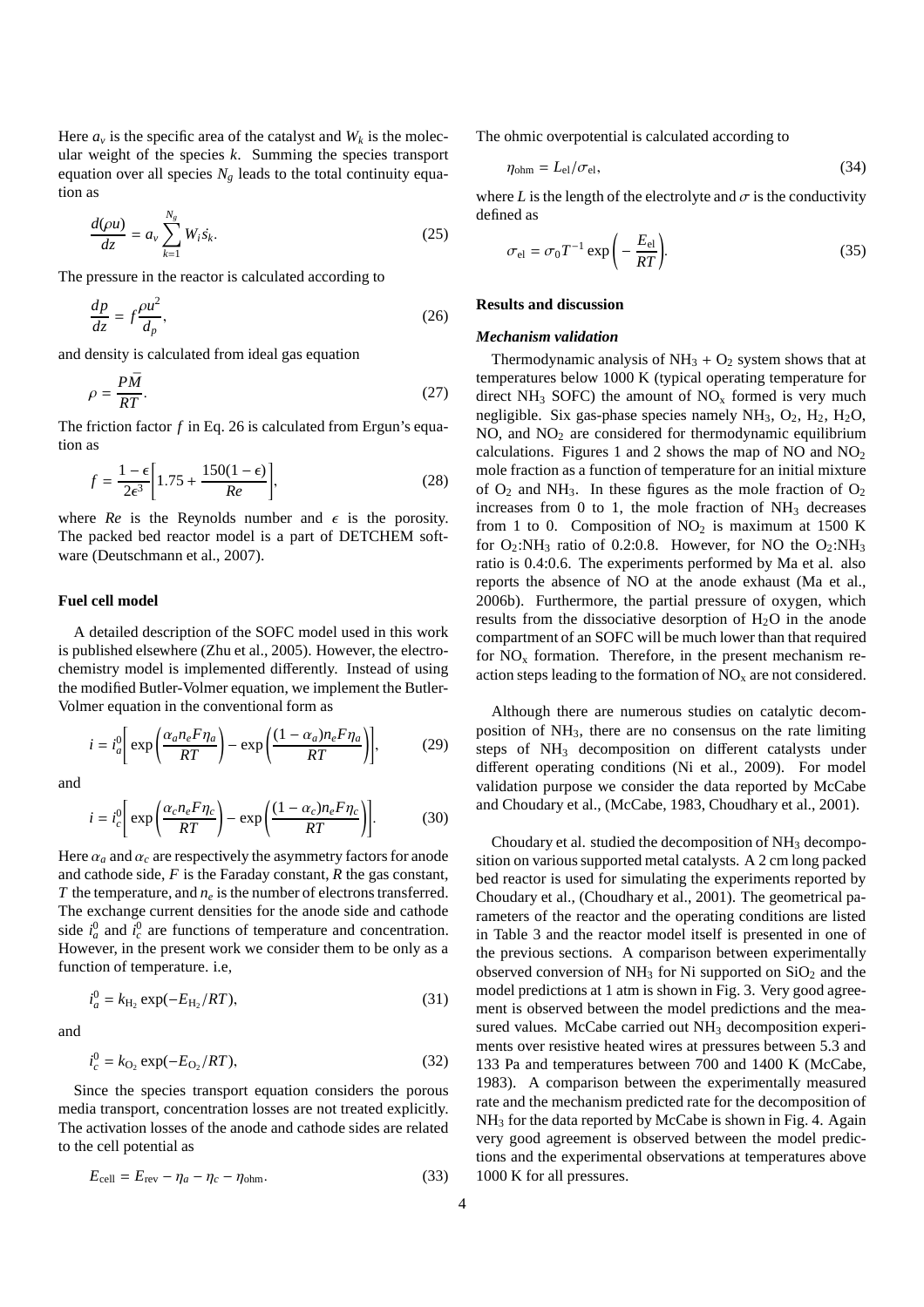Here $a_v$ is the specific area of the catalyst and $W_k$ is the molecular weight of the species $k$. Summing the species transport equation over all species $N_g$ leads to the total continuity equation as

$$\frac{d(\rho u)}{dz} = a_v \sum_{k=1}^{N_g} W_i \dot{s_k}. \tag{25}$$

The pressure in the reactor is calculated according to

$$\frac{dp}{dz} = f\frac{\rho u^2}{d_p}, \tag{26}$$

and density is calculated from ideal gas equation

$$\rho = \frac{P\bar{M}}{RT}. \tag{27}$$

The friction factor $f$ in Eq. 26 is calculated from Ergun's equation as

$$f = \frac{1-\epsilon}{2\epsilon^3}\left[1.75 + \frac{150(1-\epsilon)}{Re}\right], \tag{28}$$

where $Re$ is the Reynolds number and $\epsilon$ is the porosity. The packed bed reactor model is a part of DETCHEM software (Deutschmann et al., 2007).

## Fuel cell model

A detailed description of the SOFC model used in this work is published elsewhere (Zhu et al., 2005). However, the electrochemistry model is implemented differently. Instead of using the modified Butler-Volmer equation, we implement the Butler-Volmer equation in the conventional form as

$$i = i_a^0\left[\exp\left(\frac{\alpha_a n_e F \eta_a}{RT}\right) - \exp\left(\frac{(1-\alpha_a) n_e F \eta_a}{RT}\right)\right], \tag{29}$$

and

$$i = i_c^0\left[\exp\left(\frac{\alpha_c n_e F \eta_c}{RT}\right) - \exp\left(\frac{(1-\alpha_c) n_e F \eta_c}{RT}\right)\right]. \tag{30}$$

Here $\alpha_a$ and $\alpha_c$ are respectively the asymmetry factors for anode and cathode side, $F$ is the Faraday constant, $R$ the gas constant, $T$ the temperature, and $n_e$ is the number of electrons transferred. The exchange current densities for the anode side and cathode side $i_a^0$ and $i_c^0$ are functions of temperature and concentration. However, in the present work we consider them to be only as a function of temperature. i.e,

$$i_a^0 = k_{H_2}\exp(-E_{H_2}/RT), \tag{31}$$

and

$$i_c^0 = k_{O_2}\exp(-E_{O_2}/RT), \tag{32}$$

Since the species transport equation considers the porous media transport, concentration losses are not treated explicitly. The activation losses of the anode and cathode sides are related to the cell potential as

$$E_{\text{cell}} = E_{\text{rev}} - \eta_a - \eta_c - \eta_{\text{ohm}}. \tag{33}$$

The ohmic overpotential is calculated according to

$$\eta_{\text{ohm}} = L_{\text{el}}/\sigma_{\text{el}}, \tag{34}$$

where $L$ is the length of the electrolyte and $\sigma$ is the conductivity defined as

$$\sigma_{\text{el}} = \sigma_0 T^{-1}\exp\left(-\frac{E_{\text{el}}}{RT}\right). \tag{35}$$

## Results and discussion

### *Mechanism validation*

Thermodynamic analysis of $NH_3$ + $O_2$ system shows that at temperatures below 1000 K (typical operating temperature for direct $NH_3$ SOFC) the amount of $NO_x$ formed is very much negligible. Six gas-phase species namely $NH_3$, $O_2$, $H_2$, $H_2O$, NO, and $NO_2$ are considered for thermodynamic equilibrium calculations. Figures 1 and 2 shows the map of NO and $NO_2$ mole fraction as a function of temperature for an initial mixture of $O_2$ and $NH_3$. In these figures as the mole fraction of $O_2$ increases from 0 to 1, the mole fraction of $NH_3$ decreases from 1 to 0. Composition of $NO_2$ is maximum at 1500 K for $O_2$:$NH_3$ ratio of 0.2:0.8. However, for NO the $O_2$:$NH_3$ ratio is 0.4:0.6. The experiments performed by Ma et al. also reports the absence of NO at the anode exhaust (Ma et al., 2006b). Furthermore, the partial pressure of oxygen, which results from the dissociative desorption of $H_2O$ in the anode compartment of an SOFC will be much lower than that required for $NO_x$ formation. Therefore, in the present mechanism reaction steps leading to the formation of $NO_x$ are not considered.

Although there are numerous studies on catalytic decomposition of $NH_3$, there are no consensus on the rate limiting steps of $NH_3$ decomposition on different catalysts under different operating conditions (Ni et al., 2009). For model validation purpose we consider the data reported by McCabe and Choudary et al., (McCabe, 1983, Choudhary et al., 2001).

Choudary et al. studied the decomposition of $NH_3$ decomposition on various supported metal catalysts. A 2 cm long packed bed reactor is used for simulating the experiments reported by Choudary et al., (Choudhary et al., 2001). The geometrical parameters of the reactor and the operating conditions are listed in Table 3 and the reactor model itself is presented in one of the previous sections. A comparison between experimentally observed conversion of $NH_3$ for Ni supported on $SiO_2$ and the model predictions at 1 atm is shown in Fig. 3. Very good agreement is observed between the model predictions and the measured values. McCabe carried out $NH_3$ decomposition experiments over resistive heated wires at pressures between 5.3 and 133 Pa and temperatures between 700 and 1400 K (McCabe, 1983). A comparison between the experimentally measured rate and the mechanism predicted rate for the decomposition of $NH_3$ for the data reported by McCabe is shown in Fig. 4. Again very good agreement is observed between the model predictions and the experimental observations at temperatures above 1000 K for all pressures.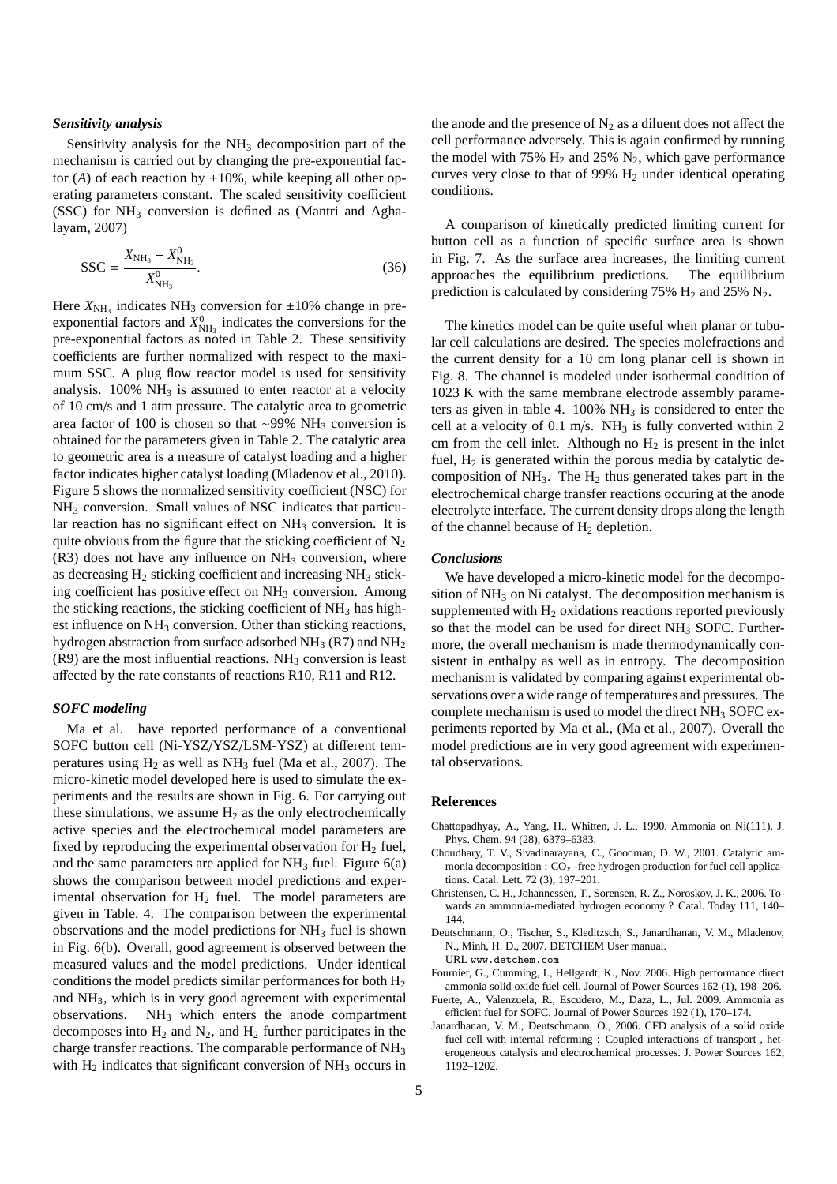### *Sensitivity analysis*

Sensitivity analysis for the $NH_3$ decomposition part of the mechanism is carried out by changing the pre-exponential factor ($A$) of each reaction by ±10%, while keeping all other operating parameters constant. The scaled sensitivity coefficient (SSC) for $NH_3$ conversion is defined as (Mantri and Aghalayam, 2007)

$$\mathrm{SSC} = \frac{X_{\mathrm{NH_3}} - X^0_{\mathrm{NH_3}}}{X^0_{\mathrm{NH_3}}}. \tag{36}$$

Here $X_{\mathrm{NH_3}}$ indicates $NH_3$ conversion for ±10% change in pre-exponential factors and $X^0_{\mathrm{NH_3}}$ indicates the conversions for the pre-exponential factors as noted in Table 2. These sensitivity coefficients are further normalized with respect to the maximum SSC. A plug flow reactor model is used for sensitivity analysis. 100% $NH_3$ is assumed to enter reactor at a velocity of 10 cm/s and 1 atm pressure. The catalytic area to geometric area factor of 100 is chosen so that ~99% $NH_3$ conversion is obtained for the parameters given in Table 2. The catalytic area to geometric area is a measure of catalyst loading and a higher factor indicates higher catalyst loading (Mladenov et al., 2010). Figure 5 shows the normalized sensitivity coefficient (NSC) for $NH_3$ conversion. Small values of NSC indicates that particular reaction has no significant effect on $NH_3$ conversion. It is quite obvious from the figure that the sticking coefficient of $N_2$ (R3) does not have any influence on $NH_3$ conversion, where as decreasing $H_2$ sticking coefficient and increasing $NH_3$ sticking coefficient has positive effect on $NH_3$ conversion. Among the sticking reactions, the sticking coefficient of $NH_3$ has highest influence on $NH_3$ conversion. Other than sticking reactions, hydrogen abstraction from surface adsorbed $NH_3$ (R7) and $NH_2$ (R9) are the most influential reactions. $NH_3$ conversion is least affected by the rate constants of reactions R10, R11 and R12.

### *SOFC modeling*

Ma et al. have reported performance of a conventional SOFC button cell (Ni-YSZ/YSZ/LSM-YSZ) at different temperatures using $H_2$ as well as $NH_3$ fuel (Ma et al., 2007). The micro-kinetic model developed here is used to simulate the experiments and the results are shown in Fig. 6. For carrying out these simulations, we assume $H_2$ as the only electrochemically active species and the electrochemical model parameters are fixed by reproducing the experimental observation for $H_2$ fuel, and the same parameters are applied for $NH_3$ fuel. Figure 6(a) shows the comparison between model predictions and experimental observation for $H_2$ fuel. The model parameters are given in Table. 4. The comparison between the experimental observations and the model predictions for $NH_3$ fuel is shown in Fig. 6(b). Overall, good agreement is observed between the measured values and the model predictions. Under identical conditions the model predicts similar performances for both $H_2$ and $NH_3$, which is in very good agreement with experimental observations. $NH_3$ which enters the anode compartment decomposes into $H_2$ and $N_2$, and $H_2$ further participates in the charge transfer reactions. The comparable performance of $NH_3$ with $H_2$ indicates that significant conversion of $NH_3$ occurs in the anode and the presence of $N_2$ as a diluent does not affect the cell performance adversely. This is again confirmed by running the model with 75% $H_2$ and 25% $N_2$, which gave performance curves very close to that of 99% $H_2$ under identical operating conditions.

A comparison of kinetically predicted limiting current for button cell as a function of specific surface area is shown in Fig. 7. As the surface area increases, the limiting current approaches the equilibrium predictions. The equilibrium prediction is calculated by considering 75% $H_2$ and 25% $N_2$.

The kinetics model can be quite useful when planar or tubular cell calculations are desired. The species molefractions and the current density for a 10 cm long planar cell is shown in Fig. 8. The channel is modeled under isothermal condition of 1023 K with the same membrane electrode assembly parameters as given in table 4. 100% $NH_3$ is considered to enter the cell at a velocity of 0.1 m/s. $NH_3$ is fully converted within 2 cm from the cell inlet. Although no $H_2$ is present in the inlet fuel, $H_2$ is generated within the porous media by catalytic decomposition of $NH_3$. The $H_2$ thus generated takes part in the electrochemical charge transfer reactions occuring at the anode electrolyte interface. The current density drops along the length of the channel because of $H_2$ depletion.

### *Conclusions*

We have developed a micro-kinetic model for the decomposition of $NH_3$ on Ni catalyst. The decomposition mechanism is supplemented with $H_2$ oxidations reactions reported previously so that the model can be used for direct $NH_3$ SOFC. Furthermore, the overall mechanism is made thermodynamically consistent in enthalpy as well as in entropy. The decomposition mechanism is validated by comparing against experimental observations over a wide range of temperatures and pressures. The complete mechanism is used to model the direct $NH_3$ SOFC experiments reported by Ma et al., (Ma et al., 2007). Overall the model predictions are in very good agreement with experimental observations.

## References

Chattopadhyay, A., Yang, H., Whitten, J. L., 1990. Ammonia on Ni(111). J. Phys. Chem. 94 (28), 6379–6383.

Choudhary, T. V., Sivadinarayana, C., Goodman, D. W., 2001. Catalytic ammonia decomposition : $CO_x$ -free hydrogen production for fuel cell applications. Catal. Lett. 72 (3), 197–201.

Christensen, C. H., Johannessen, T., Sorensen, R. Z., Noroskov, J. K., 2006. Towards an ammonia-mediated hydrogen economy ? Catal. Today 111, 140–144.

Deutschmann, O., Tischer, S., Kleditzsch, S., Janardhanan, V. M., Mladenov, N., Minh, H. D., 2007. DETCHEM User manual.
URL www.detchem.com

Fournier, G., Cumming, I., Hellgardt, K., Nov. 2006. High performance direct ammonia solid oxide fuel cell. Journal of Power Sources 162 (1), 198–206.

Fuerte, A., Valenzuela, R., Escudero, M., Daza, L., Jul. 2009. Ammonia as efficient fuel for SOFC. Journal of Power Sources 192 (1), 170–174.

Janardhanan, V. M., Deutschmann, O., 2006. CFD analysis of a solid oxide fuel cell with internal reforming : Coupled interactions of transport , heterogeneous catalysis and electrochemical processes. J. Power Sources 162, 1192–1202.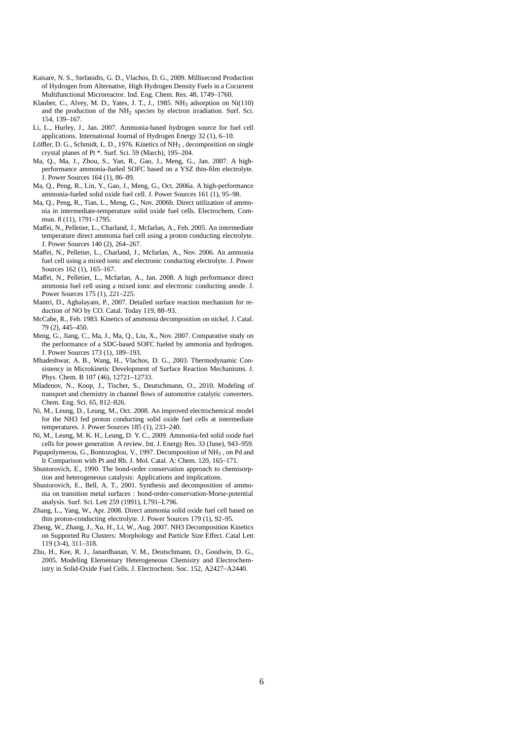Kaisare, N. S., Stefanidis, G. D., Vlachos, D. G., 2009. Millisecond Production of Hydrogen from Alternative, High Hydrogen Density Fuels in a Cocurrent Multifunctional Microreactor. Ind. Eng. Chem. Res. 48, 1749–1760.

Klauber, C., Alvey, M. D., Yates, J. T., J., 1985. $NH_3$ adsorption on Ni(110) and the production of the $NH_2$ species by electron irradiation. Surf. Sci. 154, 139–167.

Li, L., Hurley, J., Jan. 2007. Ammonia-based hydrogen source for fuel cell applications. International Journal of Hydrogen Energy 32 (1), 6–10.

Löffler, D. G., Schmidt, L. D., 1976. Kinetics of $NH_3$ , decomposition on single crystal planes of Pt *. Surf. Sci. 59 (March), 195–204.

Ma, Q., Ma, J., Zhou, S., Yan, R., Gao, J., Meng, G., Jan. 2007. A high-performance ammonia-fueled SOFC based on a YSZ thin-film electrolyte. J. Power Sources 164 (1), 86–89.

Ma, Q., Peng, R., Lin, Y., Gao, J., Meng, G., Oct. 2006a. A high-performance ammonia-fueled solid oxide fuel cell. J. Power Sources 161 (1), 95–98.

Ma, Q., Peng, R., Tian, L., Meng, G., Nov. 2006b. Direct utilization of ammonia in intermediate-temperature solid oxide fuel cells. Electrochem. Commun. 8 (11), 1791–1795.

Maffei, N., Pelletier, L., Charland, J., Mcfarlan, A., Feb. 2005. An intermediate temperature direct ammonia fuel cell using a proton conducting electrolyte. J. Power Sources 140 (2), 264–267.

Maffei, N., Pelletier, L., Charland, J., Mcfarlan, A., Nov. 2006. An ammonia fuel cell using a mixed ionic and electronic conducting electrolyte. J. Power Sources 162 (1), 165–167.

Maffei, N., Pelletier, L., Mcfarlan, A., Jan. 2008. A high performance direct ammonia fuel cell using a mixed ionic and electronic conducting anode. J. Power Sources 175 (1), 221–225.

Mantri, D., Aghalayam, P., 2007. Detailed surface reaction mechanism for reduction of NO by CO. Catal. Today 119, 88–93.

McCabe, R., Feb. 1983. Kinetics of ammonia decomposition on nickel. J. Catal. 79 (2), 445–450.

Meng, G., Jiang, C., Ma, J., Ma, Q., Liu, X., Nov. 2007. Comparative study on the performance of a SDC-based SOFC fueled by ammonia and hydrogen. J. Power Sources 173 (1), 189–193.

Mhadeshwar, A. B., Wang, H., Vlachos, D. G., 2003. Thermodynamic Consistency in Microkinetic Development of Surface Reaction Mechanisms. J. Phys. Chem. B 107 (46), 12721–12733.

Mladenov, N., Koop, J., Tischer, S., Deutschmann, O., 2010. Modeling of transport and chemistry in channel flows of automotive catalytic converters. Chem. Eng. Sci. 65, 812–826.

Ni, M., Leung, D., Leung, M., Oct. 2008. An improved electrochemical model for the NH3 fed proton conducting solid oxide fuel cells at intermediate temperatures. J. Power Sources 185 (1), 233–240.

Ni, M., Leung, M. K. H., Leung, D. Y. C., 2009. Ammonia-fed solid oxide fuel cells for power generation A review. Int. J. Energy Res. 33 (June), 943–959.

Papapolymerou, G., Bontozoglou, V., 1997. Decomposition of $NH_3$ , on Pd and Ir Comparison with Pt and Rh. J. Mol. Catal. A: Chem. 120, 165–171.

Shustorovich, E., 1990. The bond-order conservation approach to chemisorption and heterogeneous catalysis: Applications and implications.

Shustorovich, E., Bell, A. T., 2001. Synthesis and decomposition of ammonia on transition metal surfaces : bond-order-conservation-Morse-potential analysis. Surf. Sci. Lett 259 (1991), L791–L796.

Zhang, L., Yang, W., Apr. 2008. Direct ammonia solid oxide fuel cell based on thin proton-conducting electrolyte. J. Power Sources 179 (1), 92–95.

Zheng, W., Zhang, J., Xu, H., Li, W., Aug. 2007. NH3 Decomposition Kinetics on Supported Ru Clusters: Morphology and Particle Size Effect. Catal Lett 119 (3-4), 311–318.

Zhu, H., Kee, R. J., Janardhanan, V. M., Deutschmann, O., Goodwin, D. G., 2005. Modeling Elementary Heterogeneous Chemistry and Electrochemistry in Solid-Oxide Fuel Cells. J. Electrochem. Soc. 152, A2427–A2440.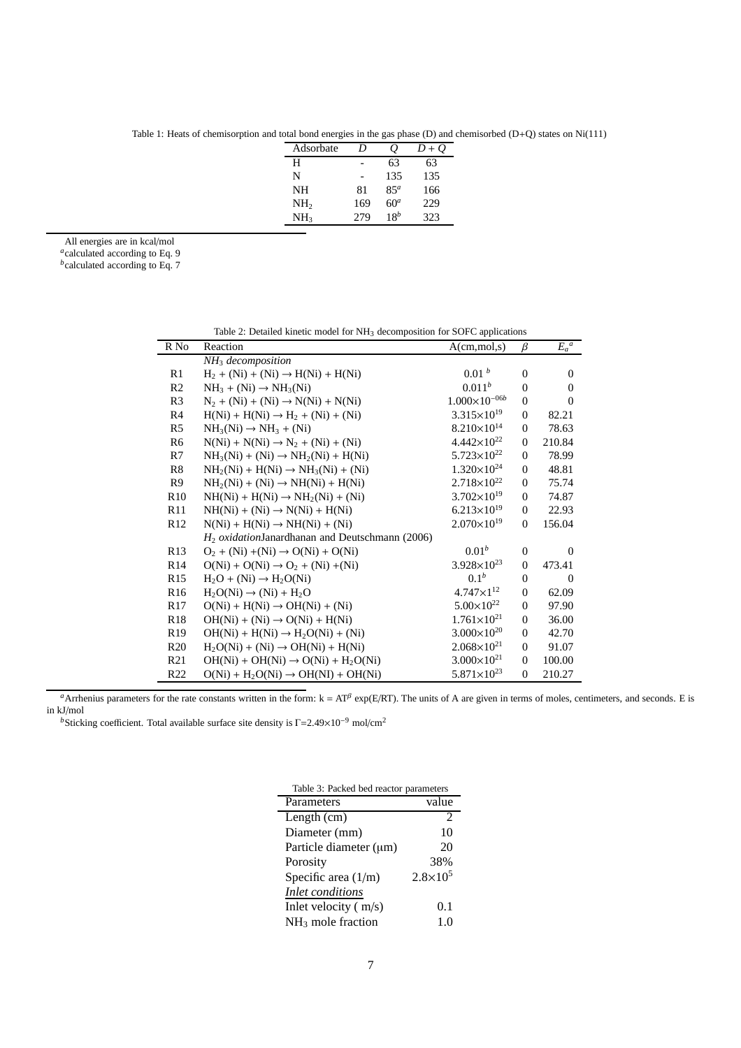Table 1: Heats of chemisorption and total bond energies in the gas phase (D) and chemisorbed (D+Q) states on Ni(111)

| Adsorbate | $D$ | $Q$ | $D+Q$ |
|---|---|---|---|
| H | - | 63 | 63 |
| N | - | 135 | 135 |
| NH | 81 | 85[a] | 166 |
| $NH_2$ | 169 | 60[a] | 229 |
| $NH_3$ | 279 | 18[b] | 323 |

All energies are in kcal/mol
[a]calculated according to Eq. 9
[b]calculated according to Eq. 7

Table 2: Detailed kinetic model for $NH_3$ decomposition for SOFC applications

| R No | Reaction | A(cm,mol,s) | $\beta$ | $E_a$[a] |
|---|---|---|---|---|
| | *$NH_3$ decomposition* | | | |
| R1 | $H_2$ + (Ni) + (Ni) → H(Ni) + H(Ni) | 0.01 [b] | 0 | 0 |
| R2 | $NH_3$ + (Ni) → $NH_3$(Ni) | 0.011[b] | 0 | 0 |
| R3 | $N_2$ + (Ni) + (Ni) → N(Ni) + N(Ni) | $1.000\times10^{-06}$[b] | 0 | 0 |
| R4 | H(Ni) + H(Ni) → $H_2$ + (Ni) + (Ni) | $3.315\times10^{19}$ | 0 | 82.21 |
| R5 | $NH_3$(Ni) → $NH_3$ + (Ni) | $8.210\times10^{14}$ | 0 | 78.63 |
| R6 | N(Ni) + N(Ni) → $N_2$ + (Ni) + (Ni) | $4.442\times10^{22}$ | 0 | 210.84 |
| R7 | $NH_3$(Ni) + (Ni) → $NH_2$(Ni) + H(Ni) | $5.723\times10^{22}$ | 0 | 78.99 |
| R8 | $NH_2$(Ni) + H(Ni) → $NH_3$(Ni) + (Ni) | $1.320\times10^{24}$ | 0 | 48.81 |
| R9 | $NH_2$(Ni) + (Ni) → NH(Ni) + H(Ni) | $2.718\times10^{22}$ | 0 | 75.74 |
| R10 | NH(Ni) + H(Ni) → $NH_2$(Ni) + (Ni) | $3.702\times10^{19}$ | 0 | 74.87 |
| R11 | NH(Ni) + (Ni) → N(Ni) + H(Ni) | $6.213\times10^{19}$ | 0 | 22.93 |
| R12 | N(Ni) + H(Ni) → NH(Ni) + (Ni) | $2.070\times10^{19}$ | 0 | 156.04 |
| | *$H_2$ oxidation*Janardhanan and Deutschmann (2006) | | | |
| R13 | $O_2$ + (Ni) +(Ni) → O(Ni) + O(Ni) | 0.01[b] | 0 | 0 |
| R14 | O(Ni) + O(Ni) → $O_2$ + (Ni) +(Ni) | $3.928\times10^{23}$ | 0 | 473.41 |
| R15 | $H_2O$ + (Ni) → $H_2O$(Ni) | 0.1[b] | 0 | 0 |
| R16 | $H_2O$(Ni) → (Ni) + $H_2O$ | $4.747\times1^{12}$ | 0 | 62.09 |
| R17 | O(Ni) + H(Ni) → OH(Ni) + (Ni) | $5.00\times10^{22}$ | 0 | 97.90 |
| R18 | OH(Ni) + (Ni) → O(Ni) + H(Ni) | $1.761\times10^{21}$ | 0 | 36.00 |
| R19 | OH(Ni) + H(Ni) → $H_2O$(Ni) + (Ni) | $3.000\times10^{20}$ | 0 | 42.70 |
| R20 | $H_2O$(Ni) + (Ni) → OH(Ni) + H(Ni) | $2.068\times10^{21}$ | 0 | 91.07 |
| R21 | OH(Ni) + OH(Ni) → O(Ni) + $H_2O$(Ni) | $3.000\times10^{21}$ | 0 | 100.00 |
| R22 | O(Ni) + $H_2O$(Ni) → OH(NI) + OH(Ni) | $5.871\times10^{23}$ | 0 | 210.27 |

[a]Arrhenius parameters for the rate constants written in the form: k = $AT^{\beta}$ exp(E/RT). The units of A are given in terms of moles, centimeters, and seconds. E is in kJ/mol
[b]Sticking coefficient. Total available surface site density is $\Gamma=2.49\times10^{-9}$ mol/cm$^2$

Table 3: Packed bed reactor parameters

| Parameters | value |
|---|---|
| Length (cm) | 2 |
| Diameter (mm) | 10 |
| Particle diameter (μm) | 20 |
| Porosity | 38% |
| Specific area (1/m) | $2.8\times10^5$ |
| *Inlet conditions* | |
| Inlet velocity ( m/s) | 0.1 |
| $NH_3$ mole fraction | 1.0 |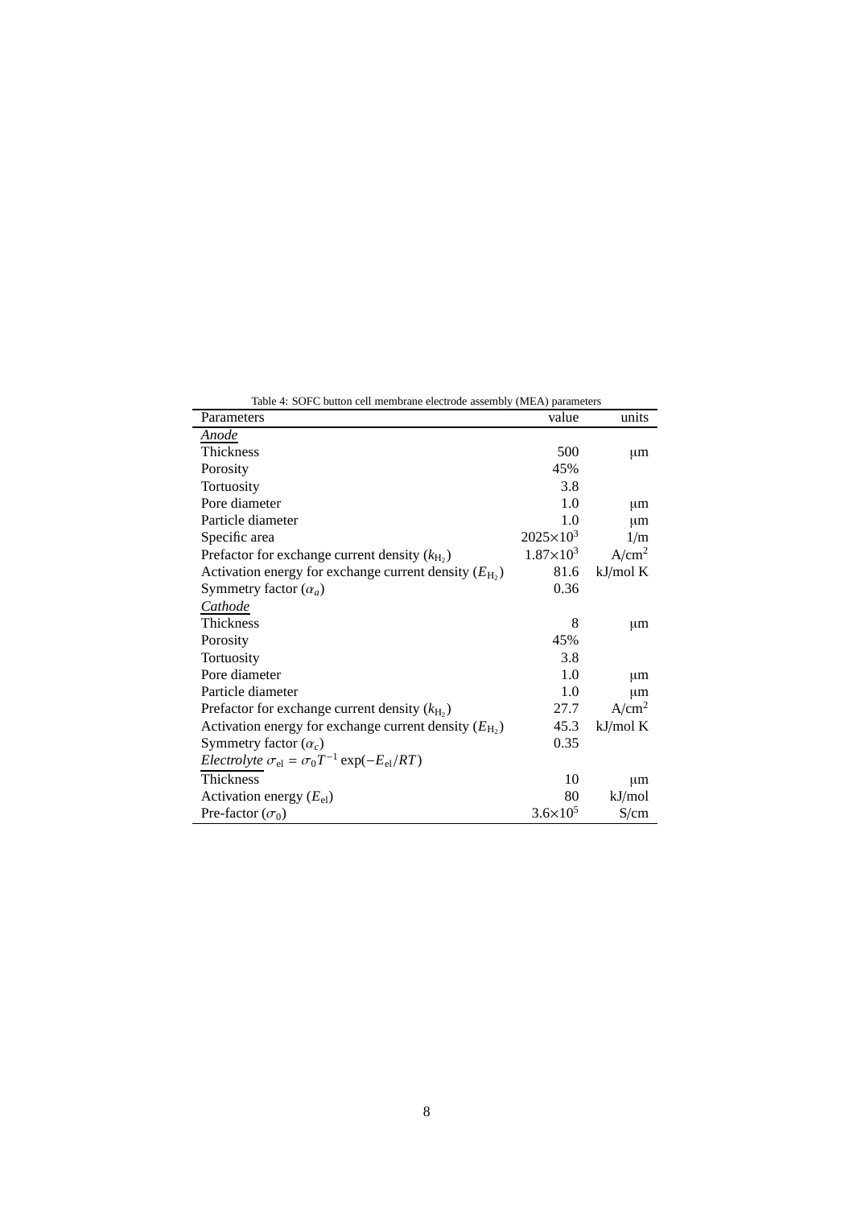Table 4: SOFC button cell membrane electrode assembly (MEA) parameters

| Parameters | value | units |
|---|---|---|
| *Anode* | | |
| Thickness | 500 | μm |
| Porosity | 45% | |
| Tortuosity | 3.8 | |
| Pore diameter | 1.0 | μm |
| Particle diameter | 1.0 | μm |
| Specific area | $2025{\times}10^3$ | 1/m |
| Prefactor for exchange current density ($k_{H_2}$) | $1.87{\times}10^3$ | $A/cm^2$ |
| Activation energy for exchange current density ($E_{H_2}$) | 81.6 | kJ/mol K |
| Symmetry factor ($\alpha_a$) | 0.36 | |
| *Cathode* | | |
| Thickness | 8 | μm |
| Porosity | 45% | |
| Tortuosity | 3.8 | |
| Pore diameter | 1.0 | μm |
| Particle diameter | 1.0 | μm |
| Prefactor for exchange current density ($k_{H_2}$) | 27.7 | $A/cm^2$ |
| Activation energy for exchange current density ($E_{H_2}$) | 45.3 | kJ/mol K |
| Symmetry factor ($\alpha_c$) | 0.35 | |
| *Electrolyte* $\sigma_{el} = \sigma_0 T^{-1} \exp(-E_{el}/RT)$ | | |
| Thickness | 10 | μm |
| Activation energy ($E_{el}$) | 80 | kJ/mol |
| Pre-factor ($\sigma_0$) | $3.6{\times}10^5$ | S/cm |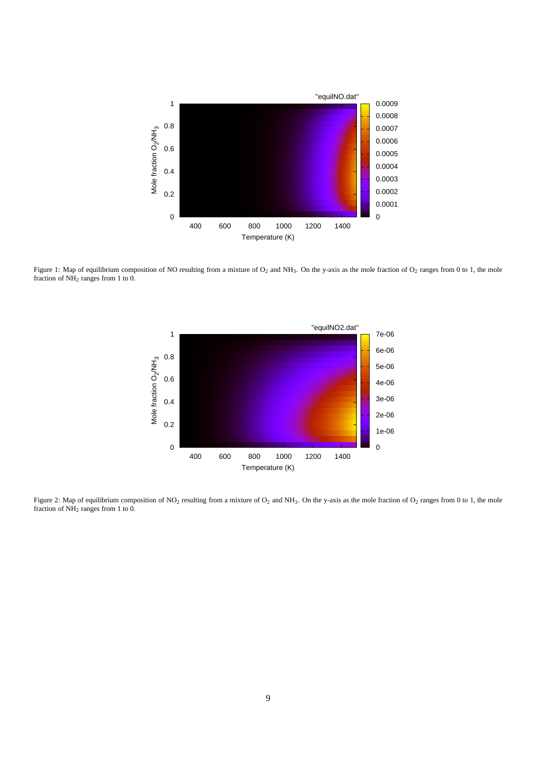Figure 1: Map of equilibrium composition of NO resulting from a mixture of $O_2$ and $NH_3$. On the y-axis as the mole fraction of $O_2$ ranges from 0 to 1, the mole fraction of $NH_2$ ranges from 1 to 0.

Figure 2: Map of equilibrium composition of $NO_2$ resulting from a mixture of $O_2$ and $NH_3$. On the y-axis as the mole fraction of $O_2$ ranges from 0 to 1, the mole fraction of $NH_2$ ranges from 1 to 0.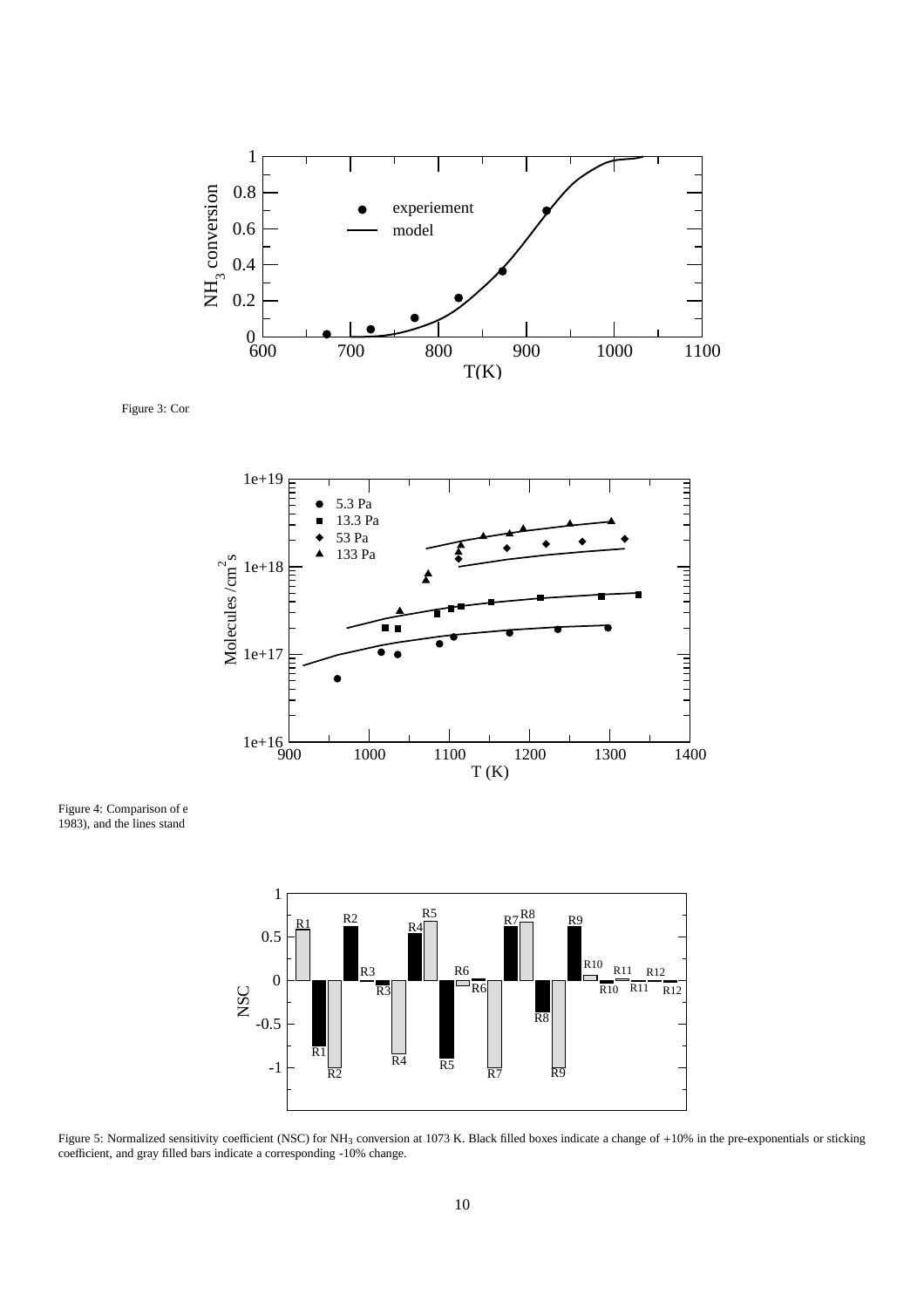Figure 3: Cor

Figure 4: Comparison of e
1983), and the lines stand

Figure 5: Normalized sensitivity coefficient (NSC) for $NH_3$ conversion at 1073 K. Black filled boxes indicate a change of +10% in the pre-exponentials or sticking coefficient, and gray filled bars indicate a corresponding -10% change.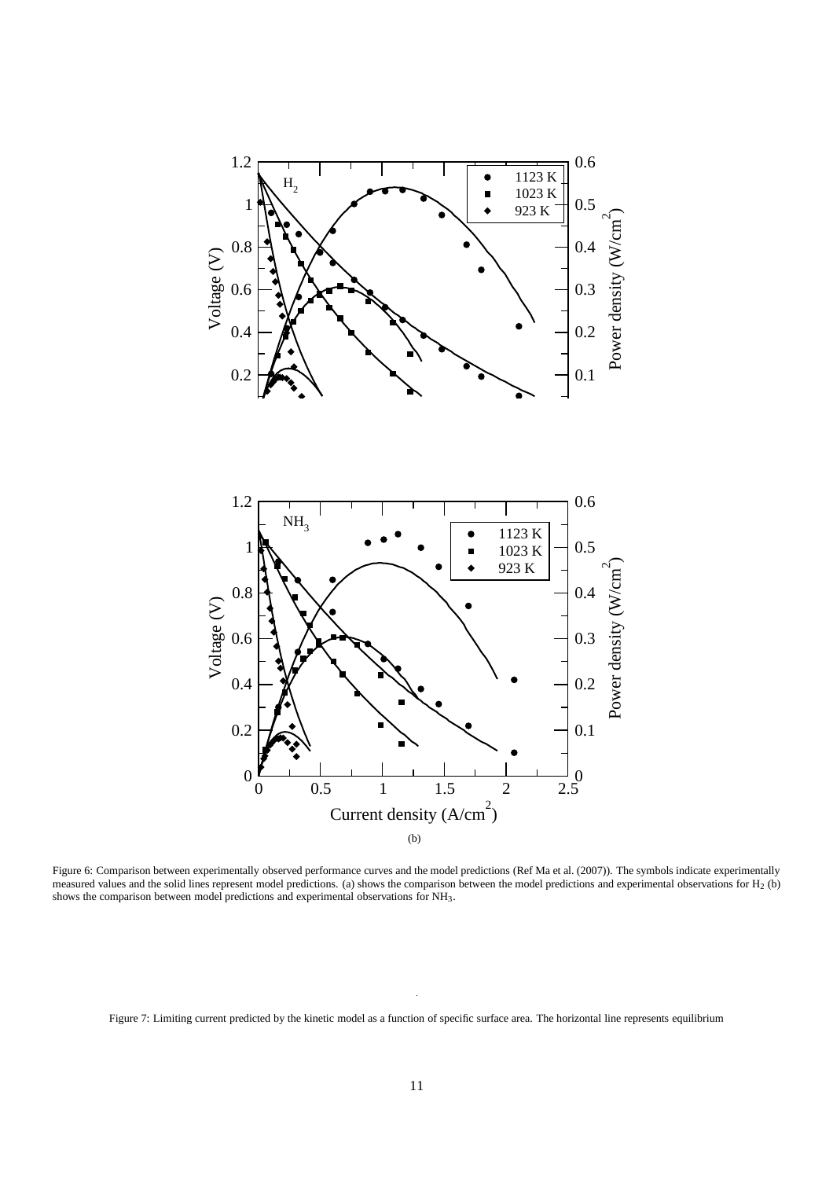(b)

Figure 6: Comparison between experimentally observed performance curves and the model predictions (Ref Ma et al. (2007)). The symbols indicate experimentally measured values and the solid lines represent model predictions. (a) shows the comparison between the model predictions and experimental observations for $H_2$ (b) shows the comparison between model predictions and experimental observations for $NH_3$.

Figure 7: Limiting current predicted by the kinetic model as a function of specific surface area. The horizontal line represents equilibrium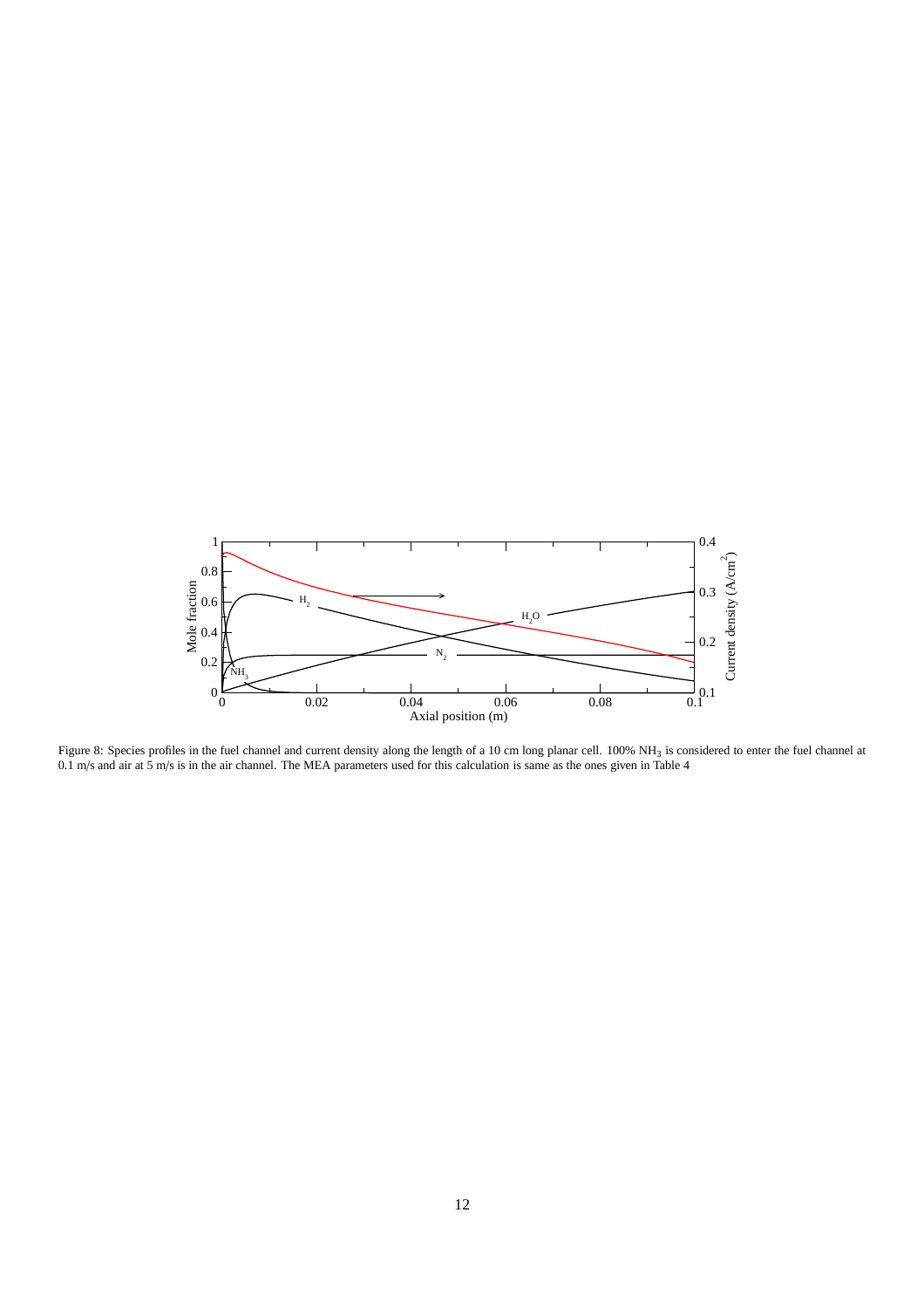Mole fraction

1
0.8
0.6
0.4
0.2
0

Current density (A/cm$^2$)

0.4
0.3
0.2
0.1

Axial position (m)

0
0.02
0.04
0.06
0.08
0.1

$H_2$

$H_2O$

$N_2$

$NH_3$

Figure 8: Species profiles in the fuel channel and current density along the length of a 10 cm long planar cell. 100% $NH_3$ is considered to enter the fuel channel at 0.1 m/s and air at 5 m/s is in the air channel. The MEA parameters used for this calculation is same as the ones given in Table 4